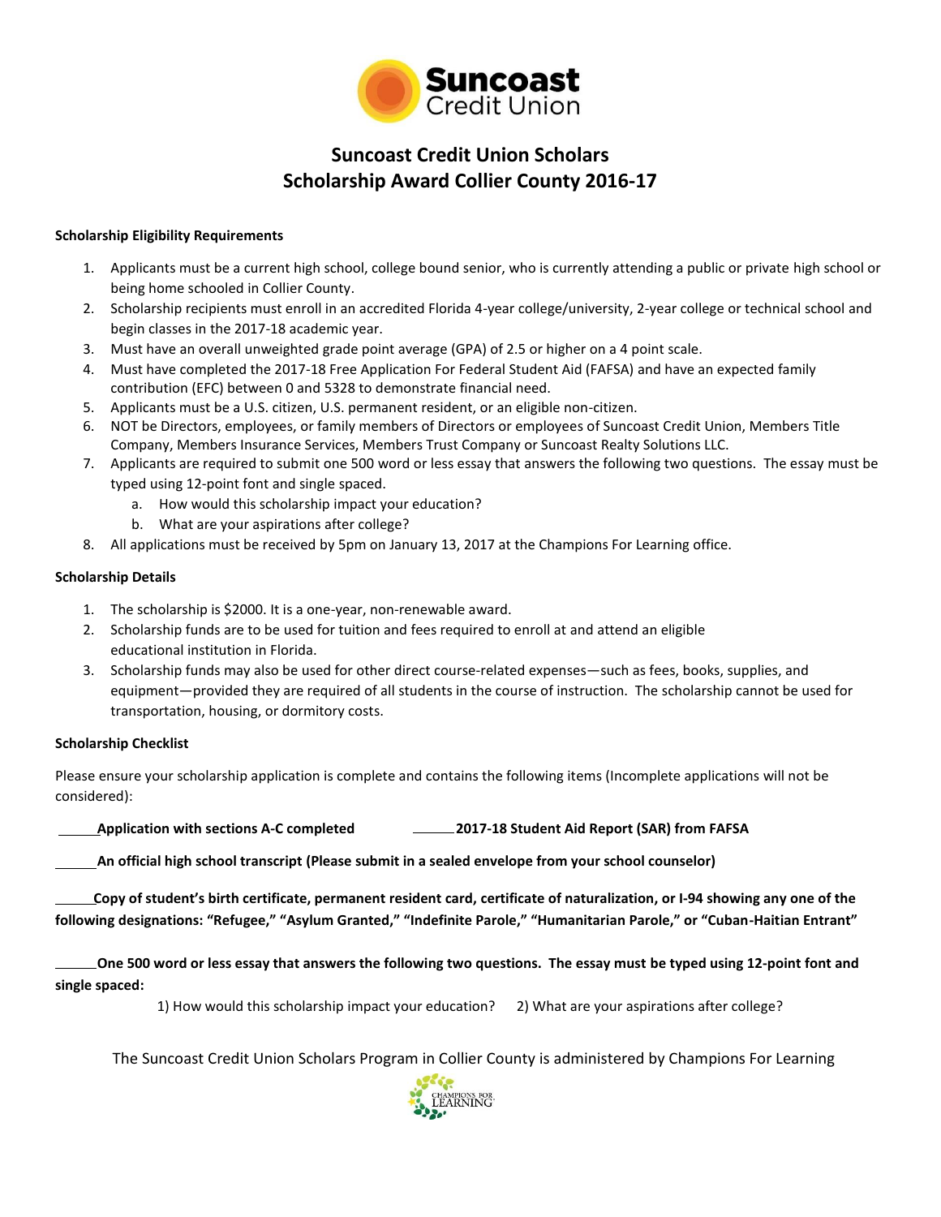Suncoast Credit Union

# Suncoast Credit Union Scholars
# Scholarship Award Collier County 2016-17

**Scholarship Eligibility Requirements**

1. Applicants must be a current high school, college bound senior, who is currently attending a public or private high school or being home schooled in Collier County.
2. Scholarship recipients must enroll in an accredited Florida 4-year college/university, 2-year college or technical school and begin classes in the 2017-18 academic year.
3. Must have an overall unweighted grade point average (GPA) of 2.5 or higher on a 4 point scale.
4. Must have completed the 2017-18 Free Application For Federal Student Aid (FAFSA) and have an expected family contribution (EFC) between 0 and 5328 to demonstrate financial need.
5. Applicants must be a U.S. citizen, U.S. permanent resident, or an eligible non-citizen.
6. NOT be Directors, employees, or family members of Directors or employees of Suncoast Credit Union, Members Title Company, Members Insurance Services, Members Trust Company or Suncoast Realty Solutions LLC.
7. Applicants are required to submit one 500 word or less essay that answers the following two questions. The essay must be typed using 12-point font and single spaced.
   a. How would this scholarship impact your education?
   b. What are your aspirations after college?
8. All applications must be received by 5pm on January 13, 2017 at the Champions For Learning office.

**Scholarship Details**

1. The scholarship is $2000. It is a one-year, non-renewable award.
2. Scholarship funds are to be used for tuition and fees required to enroll at and attend an eligible educational institution in Florida.
3. Scholarship funds may also be used for other direct course-related expenses—such as fees, books, supplies, and equipment—provided they are required of all students in the course of instruction. The scholarship cannot be used for transportation, housing, or dormitory costs.

**Scholarship Checklist**

Please ensure your scholarship application is complete and contains the following items (Incomplete applications will not be considered):

______**Application with sections A-C completed** ______**2017-18 Student Aid Report (SAR) from FAFSA**

______**An official high school transcript (Please submit in a sealed envelope from your school counselor)**

______**Copy of student's birth certificate, permanent resident card, certificate of naturalization, or I-94 showing any one of the following designations: "Refugee," "Asylum Granted," "Indefinite Parole," "Humanitarian Parole," or "Cuban-Haitian Entrant"**

______**One 500 word or less essay that answers the following two questions. The essay must be typed using 12-point font and single spaced:**

1) How would this scholarship impact your education? 2) What are your aspirations after college?

The Suncoast Credit Union Scholars Program in Collier County is administered by Champions For Learning

CHAMPIONS FOR LEARNING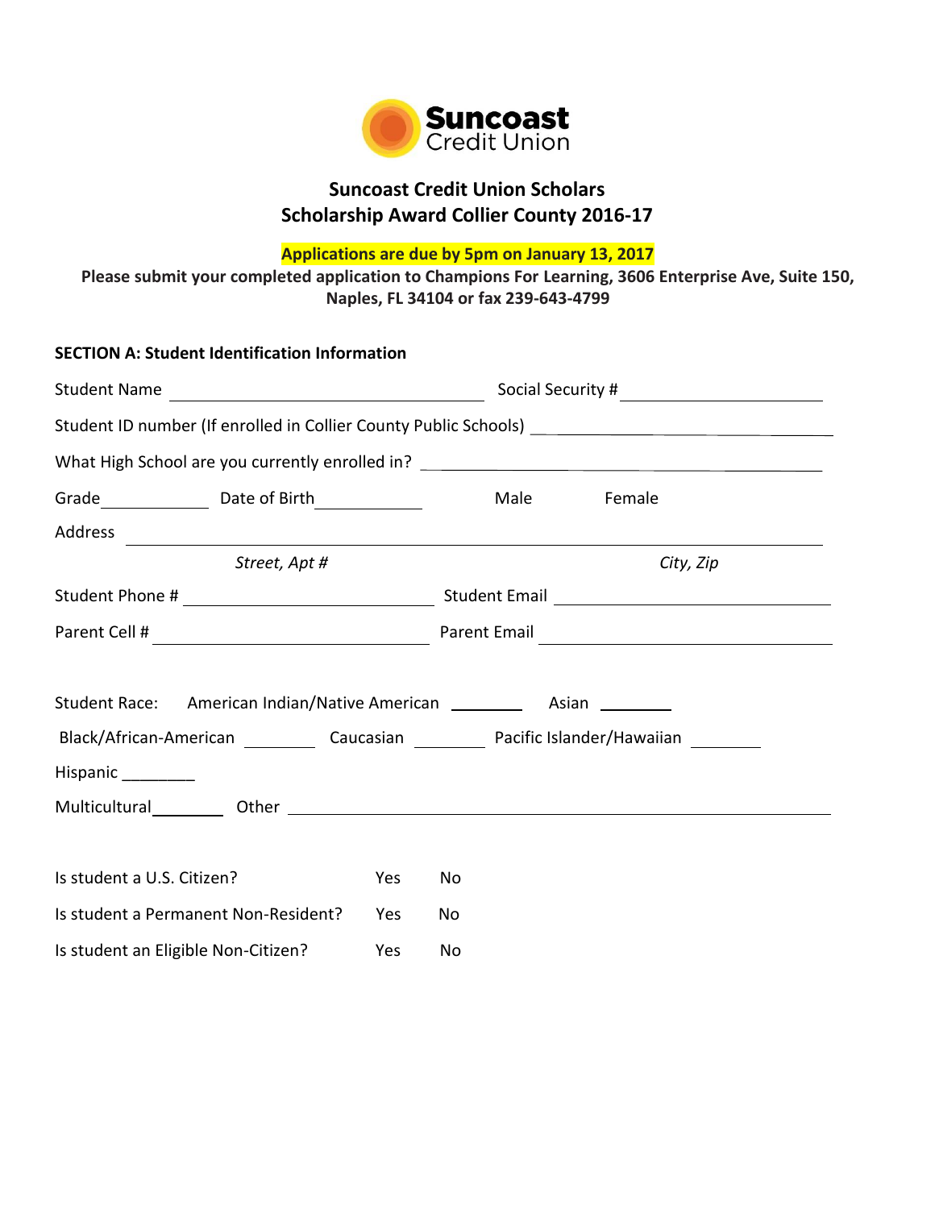Suncoast Credit Union

## Suncoast Credit Union Scholars
## Scholarship Award Collier County 2016-17

**Applications are due by 5pm on January 13, 2017**

**Please submit your completed application to Champions For Learning, 3606 Enterprise Ave, Suite 150, Naples, FL 34104 or fax 239-643-4799**

**SECTION A: Student Identification Information**

Student Name ______________________________ Social Security # ____________________

Student ID number (If enrolled in Collier County Public Schools) ______________________________

What High School are you currently enrolled in? ______________________________________

Grade__________ Date of Birth__________ Male Female

Address ____________________________________________________________________

*Street, Apt #* *City, Zip*

Student Phone # ________________________ Student Email ___________________________

Parent Cell # __________________________ Parent Email ____________________________

Student Race: American Indian/Native American ________ Asian ________

Black/African-American ________ Caucasian ________ Pacific Islander/Hawaiian ________

Hispanic ________

Multicultural________ Other _______________________________________________________

Is student a U.S. Citizen? Yes No

Is student a Permanent Non-Resident? Yes No

Is student an Eligible Non-Citizen? Yes No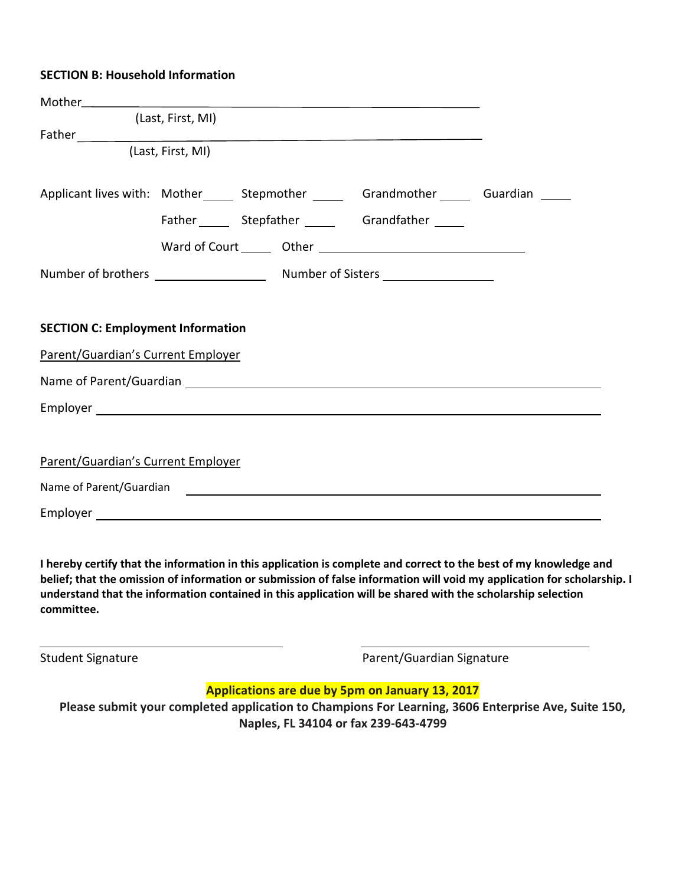**SECTION B: Household Information**

Mother\_\_\_\_\_\_\_\_\_\_\_\_\_\_\_\_\_\_\_\_\_\_\_\_\_\_\_\_\_\_\_\_\_\_\_\_\_\_\_\_\_\_\_\_\_\_\_\_

(Last, First, MI)

Father \_\_\_\_\_\_\_\_\_\_\_\_\_\_\_\_\_\_\_\_\_\_\_\_\_\_\_\_\_\_\_\_\_\_\_\_\_\_\_\_\_\_\_\_\_\_\_\_

(Last, First, MI)

Applicant lives with: Mother\_\_\_\_ Stepmother \_\_\_\_ Grandmother \_\_\_\_ Guardian \_\_\_\_

Father \_\_\_\_ Stepfather \_\_\_\_ Grandfather \_\_\_\_

Ward of Court \_\_\_\_ Other \_\_\_\_\_\_\_\_\_\_\_\_\_\_\_\_\_\_\_\_\_\_\_\_\_\_

Number of brothers \_\_\_\_\_\_\_\_\_\_\_\_\_\_ Number of Sisters \_\_\_\_\_\_\_\_\_\_\_\_\_\_

**SECTION C: Employment Information**

Parent/Guardian's Current Employer

Name of Parent/Guardian \_\_\_\_\_\_\_\_\_\_\_\_\_\_\_\_\_\_\_\_\_\_\_\_\_\_\_\_\_\_\_\_\_\_\_\_\_\_\_\_\_\_\_\_\_\_\_\_

Employer \_\_\_\_\_\_\_\_\_\_\_\_\_\_\_\_\_\_\_\_\_\_\_\_\_\_\_\_\_\_\_\_\_\_\_\_\_\_\_\_\_\_\_\_\_\_\_\_\_\_\_\_\_\_\_\_\_\_

Parent/Guardian's Current Employer

Name of Parent/Guardian \_\_\_\_\_\_\_\_\_\_\_\_\_\_\_\_\_\_\_\_\_\_\_\_\_\_\_\_\_\_\_\_\_\_\_\_\_\_\_\_\_\_\_\_\_\_\_\_

Employer \_\_\_\_\_\_\_\_\_\_\_\_\_\_\_\_\_\_\_\_\_\_\_\_\_\_\_\_\_\_\_\_\_\_\_\_\_\_\_\_\_\_\_\_\_\_\_\_\_\_\_\_\_\_\_\_\_\_

**I hereby certify that the information in this application is complete and correct to the best of my knowledge and belief; that the omission of information or submission of false information will void my application for scholarship. I understand that the information contained in this application will be shared with the scholarship selection committee.**

\_\_\_\_\_\_\_\_\_\_\_\_\_\_\_\_\_\_\_\_\_\_\_\_\_\_\_\_\_\_ \_\_\_\_\_\_\_\_\_\_\_\_\_\_\_\_\_\_\_\_\_\_\_\_\_\_\_\_\_\_

Student Signature Parent/Guardian Signature

**Applications are due by 5pm on January 13, 2017**

**Please submit your completed application to Champions For Learning, 3606 Enterprise Ave, Suite 150, Naples, FL 34104 or fax 239-643-4799**